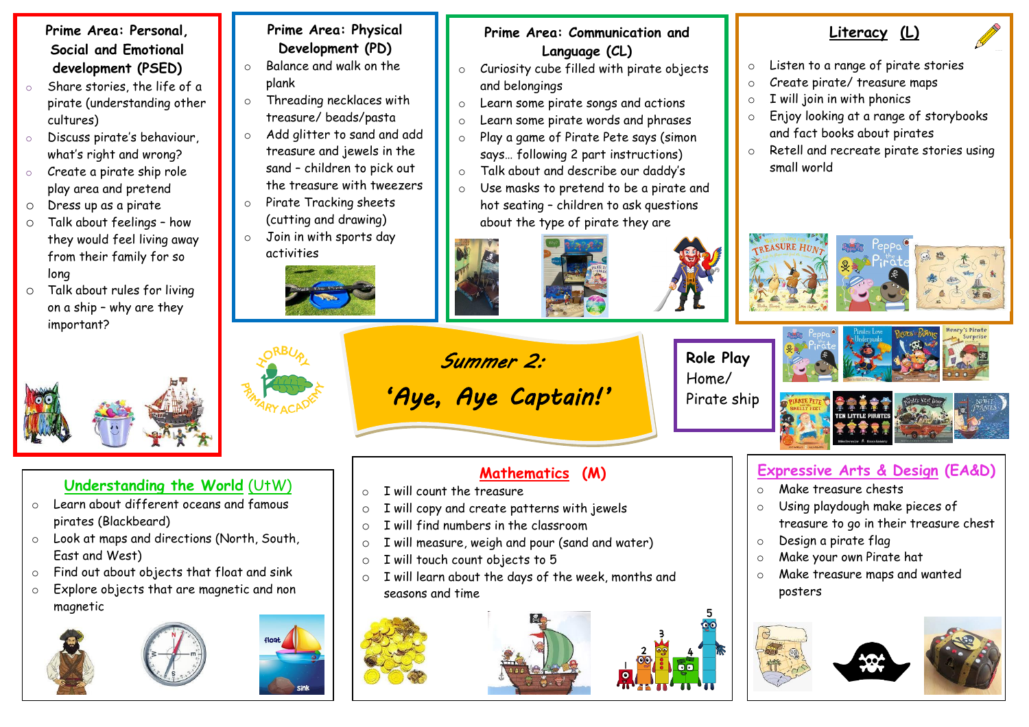# Summer 2: 'Aye, Aye Captain!'

## Prime Area: Personal, Social and Emotional development (PSED)

- Share stories, the life of a pirate (understanding other cultures)
- Discuss pirate's behaviour, what's right and wrong?
- Create a pirate ship role play area and pretend
- Dress up as a pirate
- Talk about feelings – how they would feel living away from their family for so long
- Talk about rules for living on a ship – why are they important?

## Prime Area: Physical Development (PD)

- Balance and walk on the plank
- Threading necklaces with treasure/ beads/pasta
- Add glitter to sand and add treasure and jewels in the sand – children to pick out the treasure with tweezers
- Pirate Tracking sheets (cutting and drawing)
- Join in with sports day activities

## Prime Area: Communication and Language (CL)

- Curiosity cube filled with pirate objects and belongings
- Learn some pirate songs and actions
- Learn some pirate words and phrases
- Play a game of Pirate Pete says (simon says… following 2 part instructions)
- Talk about and describe our daddy's
- Use masks to pretend to be a pirate and hot seating – children to ask questions about the type of pirate they are

## Literacy (L)

- Listen to a range of pirate stories
- Create pirate/ treasure maps
- I will join in with phonics
- Enjoy looking at a range of storybooks and fact books about pirates
- Retell and recreate pirate stories using small world

## Role Play

Home/ Pirate ship

## Understanding the World (UtW)

- Learn about different oceans and famous pirates (Blackbeard)
- Look at maps and directions (North, South, East and West)
- Find out about objects that float and sink
- Explore objects that are magnetic and non magnetic

## Mathematics (M)

- I will count the treasure
- I will copy and create patterns with jewels
- I will find numbers in the classroom
- I will measure, weigh and pour (sand and water)
- I will touch count objects to 5
- I will learn about the days of the week, months and seasons and time

## Expressive Arts & Design (EA&D)

- Make treasure chests
- Using playdough make pieces of treasure to go in their treasure chest
- Design a pirate flag
- Make your own Pirate hat
- Make treasure maps and wanted posters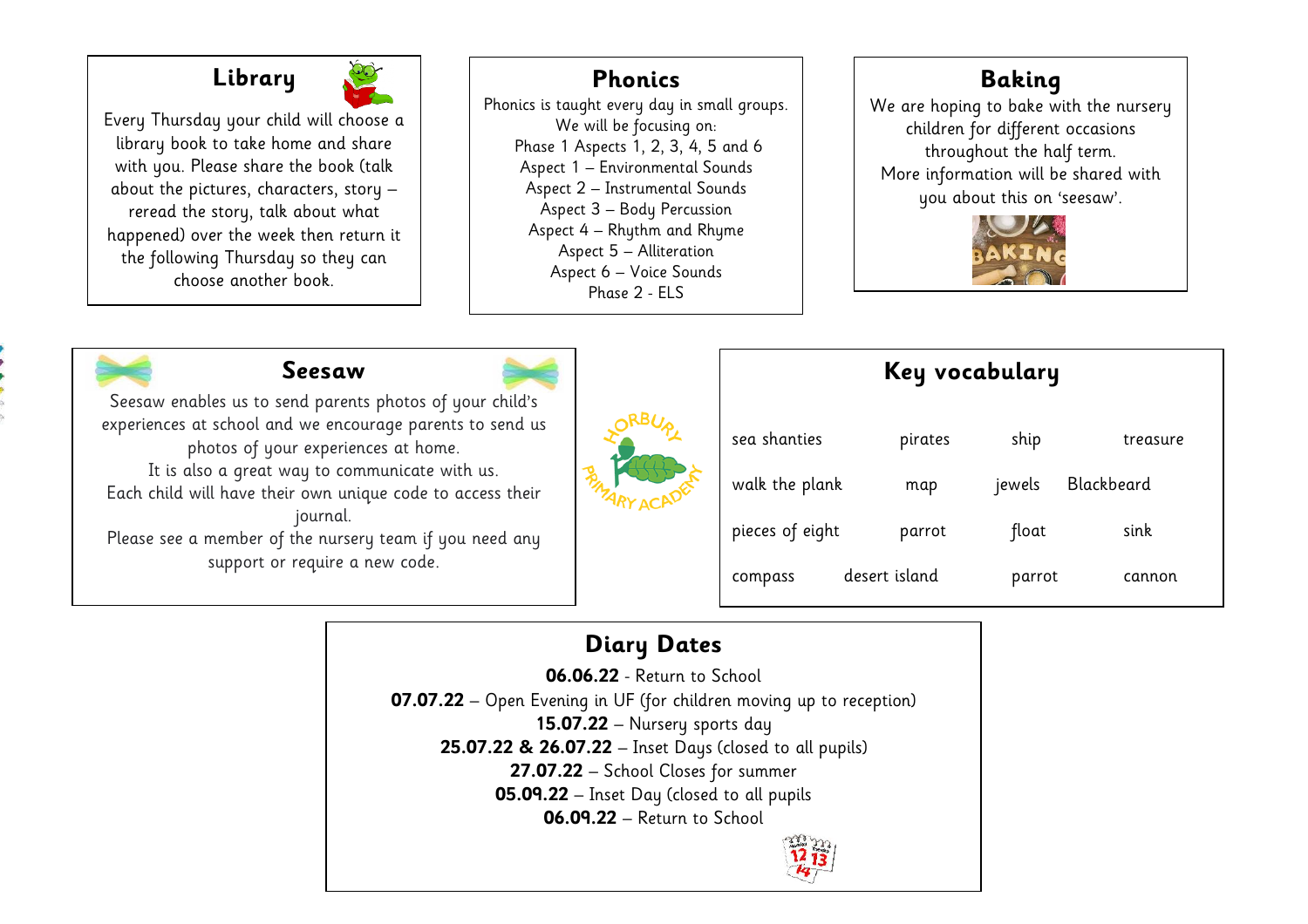## Library

Every Thursday your child will choose a library book to take home and share with you. Please share the book (talk about the pictures, characters, story – reread the story, talk about what happened) over the week then return it the following Thursday so they can choose another book.

## Phonics

Phonics is taught every day in small groups.
We will be focusing on:
Phase 1 Aspects 1, 2, 3, 4, 5 and 6
Aspect 1 – Environmental Sounds
Aspect 2 – Instrumental Sounds
Aspect 3 – Body Percussion
Aspect 4 – Rhythm and Rhyme
Aspect 5 – Alliteration
Aspect 6 – Voice Sounds
Phase 2 - ELS

## Baking

We are hoping to bake with the nursery children for different occasions throughout the half term.
More information will be shared with you about this on 'seesaw'.

## Seesaw

Seesaw enables us to send parents photos of your child's experiences at school and we encourage parents to send us photos of your experiences at home.
It is also a great way to communicate with us.
Each child will have their own unique code to access their journal.
Please see a member of the nursery team if you need any support or require a new code.

HORBURY PRIMARY ACADEMY

## Key vocabulary

| | | | |
|---|---|---|---|
| sea shanties | pirates | ship | treasure |
| walk the plank | map | jewels | Blackbeard |
| pieces of eight | parrot | float | sink |
| compass | desert island | parrot | cannon |

## Diary Dates

**06.06.22** - Return to School
**07.07.22** – Open Evening in UF (for children moving up to reception)
**15.07.22** – Nursery sports day
**25.07.22 & 26.07.22** – Inset Days (closed to all pupils)
**27.07.22** – School Closes for summer
**05.09.22** – Inset Day (closed to all pupils
**06.09.22** – Return to School